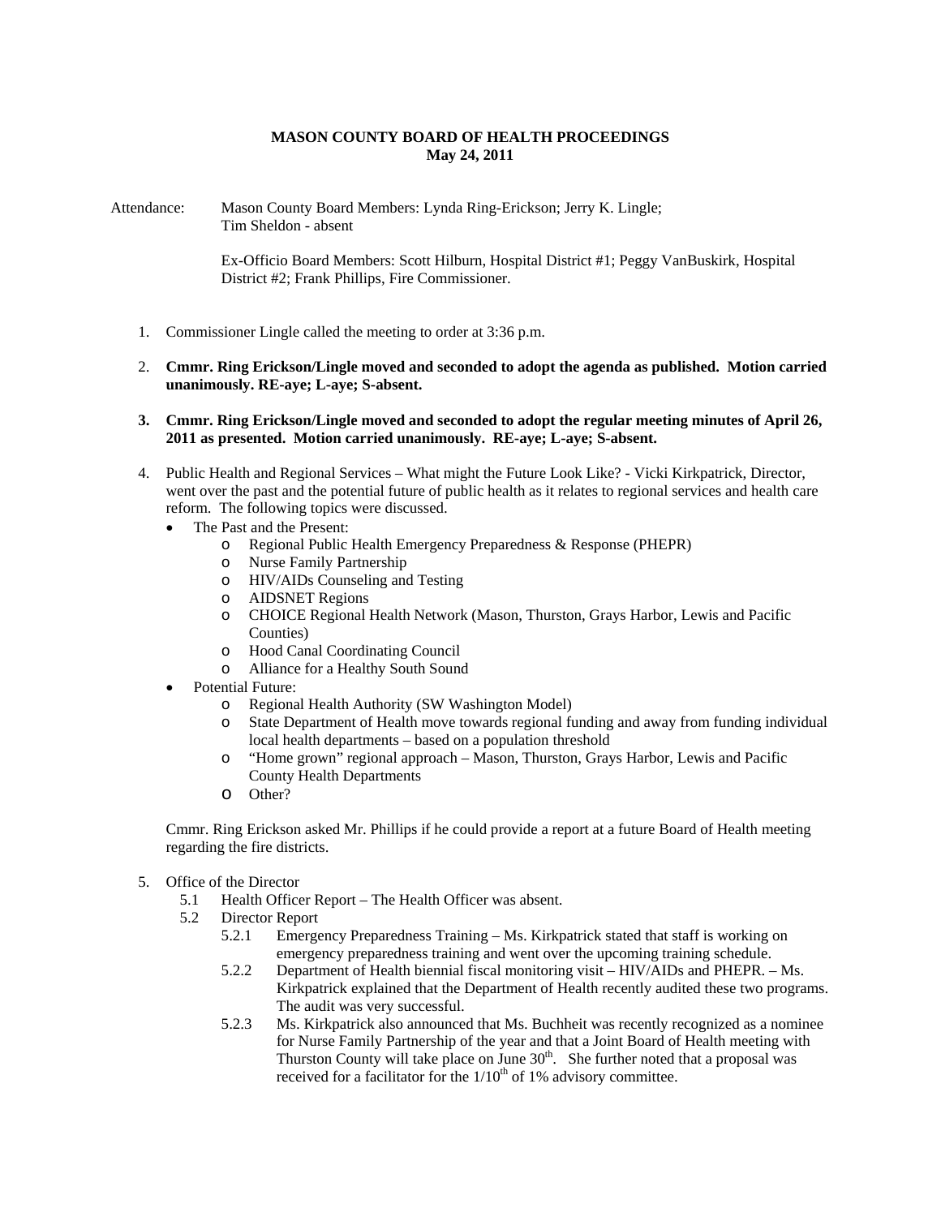**MASON COUNTY BOARD OF HEALTH PROCEEDINGS**
**May 24, 2011**

Attendance: Mason County Board Members: Lynda Ring-Erickson; Jerry K. Lingle; Tim Sheldon - absent

Ex-Officio Board Members: Scott Hilburn, Hospital District #1; Peggy VanBuskirk, Hospital District #2; Frank Phillips, Fire Commissioner.

1. Commissioner Lingle called the meeting to order at 3:36 p.m.

2. **Cmmr. Ring Erickson/Lingle moved and seconded to adopt the agenda as published. Motion carried unanimously. RE-aye; L-aye; S-absent.**

3. **Cmmr. Ring Erickson/Lingle moved and seconded to adopt the regular meeting minutes of April 26, 2011 as presented. Motion carried unanimously. RE-aye; L-aye; S-absent.**

4. Public Health and Regional Services – What might the Future Look Like? - Vicki Kirkpatrick, Director, went over the past and the potential future of public health as it relates to regional services and health care reform. The following topics were discussed.
   - The Past and the Present:
     - Regional Public Health Emergency Preparedness & Response (PHEPR)
     - Nurse Family Partnership
     - HIV/AIDs Counseling and Testing
     - AIDSNET Regions
     - CHOICE Regional Health Network (Mason, Thurston, Grays Harbor, Lewis and Pacific Counties)
     - Hood Canal Coordinating Council
     - Alliance for a Healthy South Sound
   - Potential Future:
     - Regional Health Authority (SW Washington Model)
     - State Department of Health move towards regional funding and away from funding individual local health departments – based on a population threshold
     - "Home grown" regional approach – Mason, Thurston, Grays Harbor, Lewis and Pacific County Health Departments
     - Other?

   Cmmr. Ring Erickson asked Mr. Phillips if he could provide a report at a future Board of Health meeting regarding the fire districts.

5. Office of the Director
   - 5.1 Health Officer Report – The Health Officer was absent.
   - 5.2 Director Report
     - 5.2.1 Emergency Preparedness Training – Ms. Kirkpatrick stated that staff is working on emergency preparedness training and went over the upcoming training schedule.
     - 5.2.2 Department of Health biennial fiscal monitoring visit – HIV/AIDs and PHEPR. – Ms. Kirkpatrick explained that the Department of Health recently audited these two programs. The audit was very successful.
     - 5.2.3 Ms. Kirkpatrick also announced that Ms. Buchheit was recently recognized as a nominee for Nurse Family Partnership of the year and that a Joint Board of Health meeting with Thurston County will take place on June 30th. She further noted that a proposal was received for a facilitator for the 1/10th of 1% advisory committee.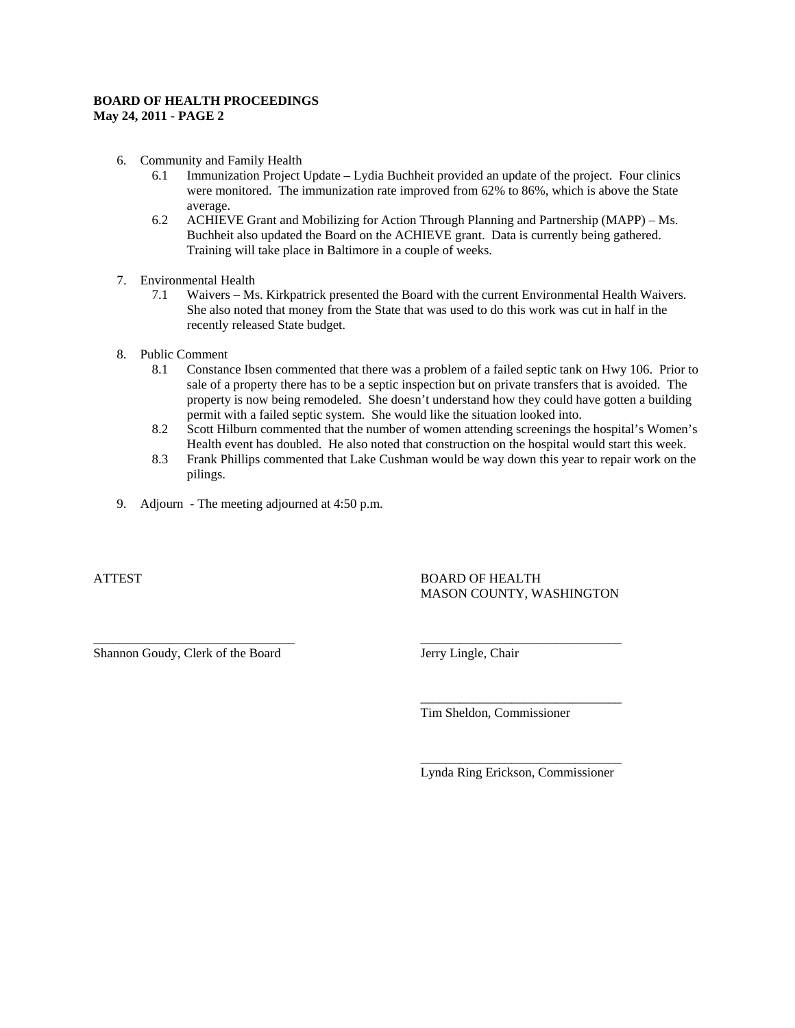**BOARD OF HEALTH PROCEEDINGS**
**May 24, 2011 - PAGE 2**

6. Community and Family Health
   - 6.1 Immunization Project Update – Lydia Buchheit provided an update of the project. Four clinics were monitored. The immunization rate improved from 62% to 86%, which is above the State average.
   - 6.2 ACHIEVE Grant and Mobilizing for Action Through Planning and Partnership (MAPP) – Ms. Buchheit also updated the Board on the ACHIEVE grant. Data is currently being gathered. Training will take place in Baltimore in a couple of weeks.

7. Environmental Health
   - 7.1 Waivers – Ms. Kirkpatrick presented the Board with the current Environmental Health Waivers. She also noted that money from the State that was used to do this work was cut in half in the recently released State budget.

8. Public Comment
   - 8.1 Constance Ibsen commented that there was a problem of a failed septic tank on Hwy 106. Prior to sale of a property there has to be a septic inspection but on private transfers that is avoided. The property is now being remodeled. She doesn't understand how they could have gotten a building permit with a failed septic system. She would like the situation looked into.
   - 8.2 Scott Hilburn commented that the number of women attending screenings the hospital's Women's Health event has doubled. He also noted that construction on the hospital would start this week.
   - 8.3 Frank Phillips commented that Lake Cushman would be way down this year to repair work on the pilings.

9. Adjourn - The meeting adjourned at 4:50 p.m.

ATTEST

_______________________________
Shannon Goudy, Clerk of the Board

BOARD OF HEALTH
MASON COUNTY, WASHINGTON

_______________________________
Jerry Lingle, Chair

_______________________________
Tim Sheldon, Commissioner

_______________________________
Lynda Ring Erickson, Commissioner